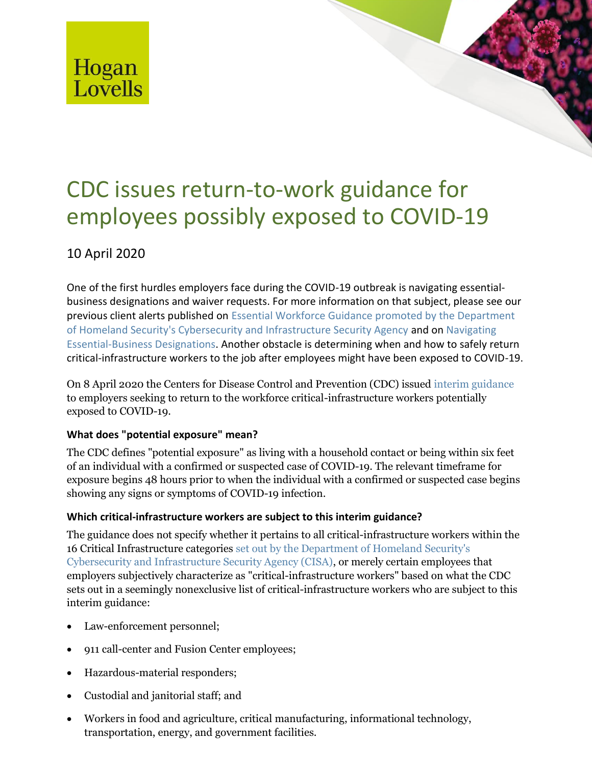Hogan Lovells

# CDC issues return-to-work guidance for employees possibly exposed to COVID-19

10 April 2020

One of the first hurdles employers face during the COVID-19 outbreak is navigating essential-business designations and waiver requests. For more information on that subject, please see our previous client alerts published on Essential Workforce Guidance promoted by the Department of Homeland Security's Cybersecurity and Infrastructure Security Agency and on Navigating Essential-Business Designations. Another obstacle is determining when and how to safely return critical-infrastructure workers to the job after employees might have been exposed to COVID-19.

On 8 April 2020 the Centers for Disease Control and Prevention (CDC) issued interim guidance to employers seeking to return to the workforce critical-infrastructure workers potentially exposed to COVID-19.

**What does "potential exposure" mean?**

The CDC defines "potential exposure" as living with a household contact or being within six feet of an individual with a confirmed or suspected case of COVID-19. The relevant timeframe for exposure begins 48 hours prior to when the individual with a confirmed or suspected case begins showing any signs or symptoms of COVID-19 infection.

**Which critical-infrastructure workers are subject to this interim guidance?**

The guidance does not specify whether it pertains to all critical-infrastructure workers within the 16 Critical Infrastructure categories set out by the Department of Homeland Security's Cybersecurity and Infrastructure Security Agency (CISA), or merely certain employees that employers subjectively characterize as "critical-infrastructure workers" based on what the CDC sets out in a seemingly nonexclusive list of critical-infrastructure workers who are subject to this interim guidance:

- Law-enforcement personnel;
- 911 call-center and Fusion Center employees;
- Hazardous-material responders;
- Custodial and janitorial staff; and
- Workers in food and agriculture, critical manufacturing, informational technology, transportation, energy, and government facilities.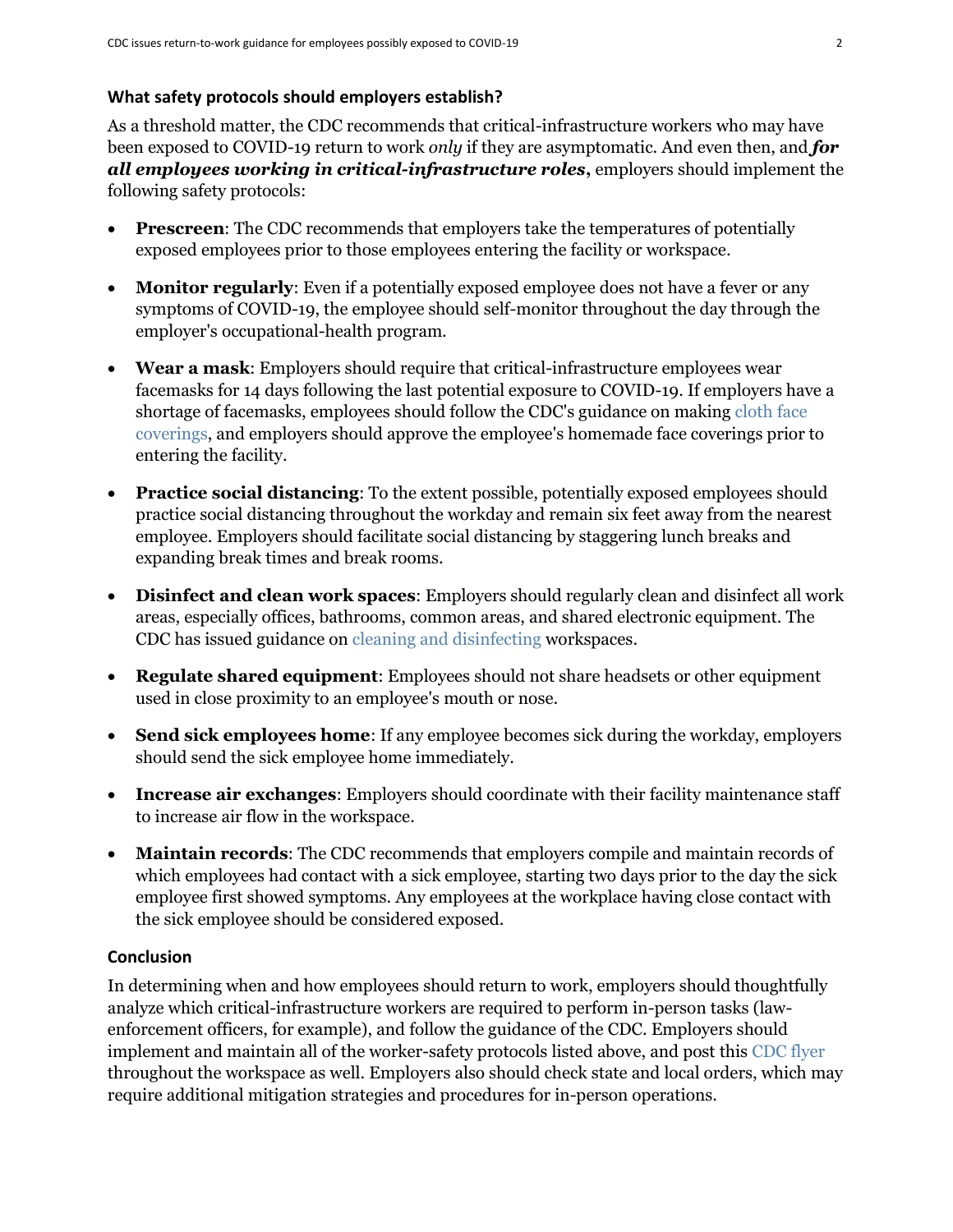### What safety protocols should employers establish?

As a threshold matter, the CDC recommends that critical-infrastructure workers who may have been exposed to COVID-19 return to work *only* if they are asymptomatic. And even then, and ***for all employees working in critical-infrastructure roles***, employers should implement the following safety protocols:

- **Prescreen**: The CDC recommends that employers take the temperatures of potentially exposed employees prior to those employees entering the facility or workspace.
- **Monitor regularly**: Even if a potentially exposed employee does not have a fever or any symptoms of COVID-19, the employee should self-monitor throughout the day through the employer's occupational-health program.
- **Wear a mask**: Employers should require that critical-infrastructure employees wear facemasks for 14 days following the last potential exposure to COVID-19. If employers have a shortage of facemasks, employees should follow the CDC's guidance on making cloth face coverings, and employers should approve the employee's homemade face coverings prior to entering the facility.
- **Practice social distancing**: To the extent possible, potentially exposed employees should practice social distancing throughout the workday and remain six feet away from the nearest employee. Employers should facilitate social distancing by staggering lunch breaks and expanding break times and break rooms.
- **Disinfect and clean work spaces**: Employers should regularly clean and disinfect all work areas, especially offices, bathrooms, common areas, and shared electronic equipment. The CDC has issued guidance on cleaning and disinfecting workspaces.
- **Regulate shared equipment**: Employees should not share headsets or other equipment used in close proximity to an employee's mouth or nose.
- **Send sick employees home**: If any employee becomes sick during the workday, employers should send the sick employee home immediately.
- **Increase air exchanges**: Employers should coordinate with their facility maintenance staff to increase air flow in the workspace.
- **Maintain records**: The CDC recommends that employers compile and maintain records of which employees had contact with a sick employee, starting two days prior to the day the sick employee first showed symptoms. Any employees at the workplace having close contact with the sick employee should be considered exposed.

### Conclusion

In determining when and how employees should return to work, employers should thoughtfully analyze which critical-infrastructure workers are required to perform in-person tasks (law-enforcement officers, for example), and follow the guidance of the CDC. Employers should implement and maintain all of the worker-safety protocols listed above, and post this CDC flyer throughout the workspace as well. Employers also should check state and local orders, which may require additional mitigation strategies and procedures for in-person operations.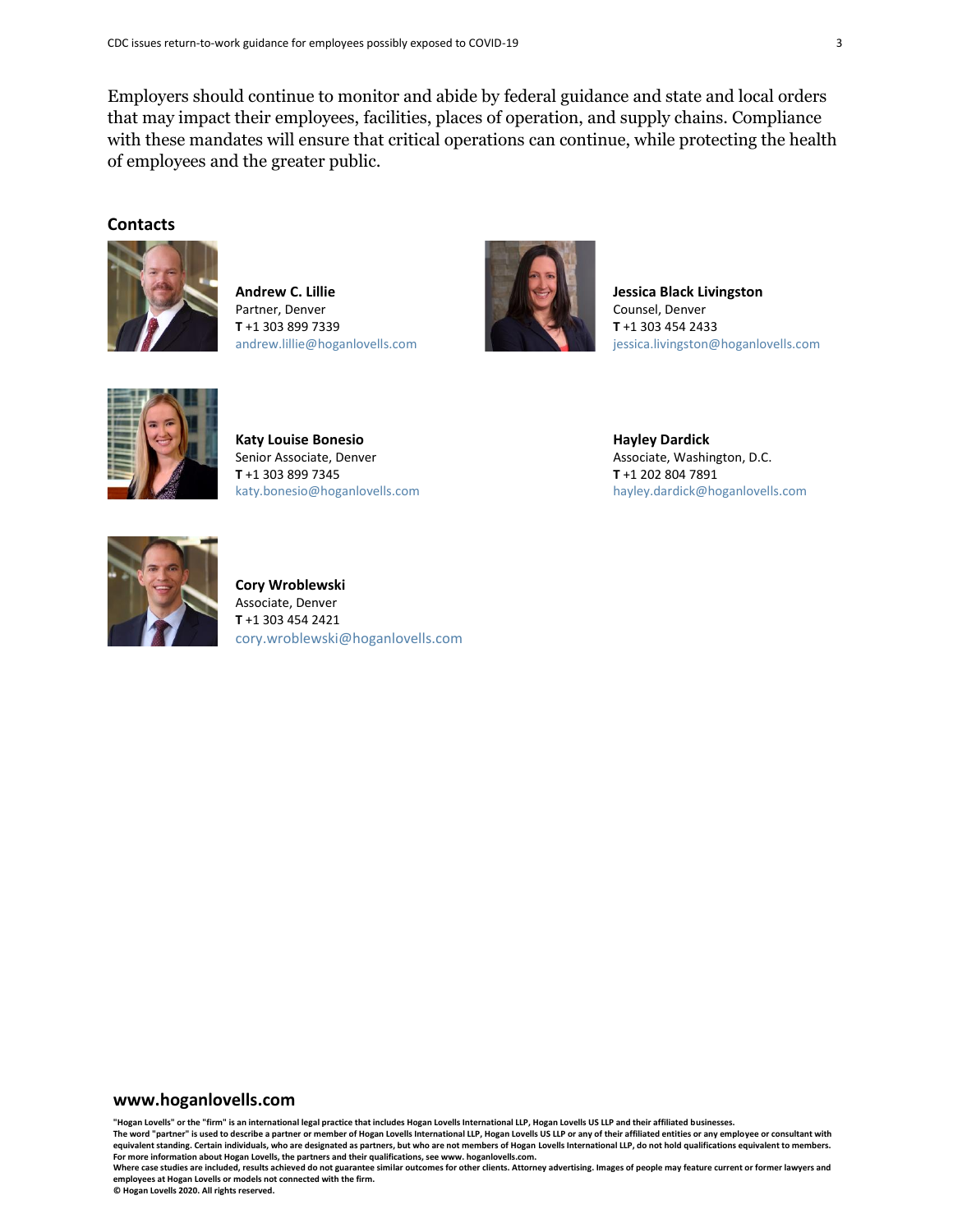Employers should continue to monitor and abide by federal guidance and state and local orders that may impact their employees, facilities, places of operation, and supply chains. Compliance with these mandates will ensure that critical operations can continue, while protecting the health of employees and the greater public.

## Contacts

**Andrew C. Lillie**
Partner, Denver
**T** +1 303 899 7339
andrew.lillie@hoganlovells.com

**Jessica Black Livingston**
Counsel, Denver
**T** +1 303 454 2433
jessica.livingston@hoganlovells.com

**Katy Louise Bonesio**
Senior Associate, Denver
**T** +1 303 899 7345
katy.bonesio@hoganlovells.com

**Hayley Dardick**
Associate, Washington, D.C.
**T** +1 202 804 7891
hayley.dardick@hoganlovells.com

**Cory Wroblewski**
Associate, Denver
**T** +1 303 454 2421
cory.wroblewski@hoganlovells.com

**www.hoganlovells.com**

"Hogan Lovells" or the "firm" is an international legal practice that includes Hogan Lovells International LLP, Hogan Lovells US LLP and their affiliated businesses.
The word "partner" is used to describe a partner or member of Hogan Lovells International LLP, Hogan Lovells US LLP or any of their affiliated entities or any employee or consultant with equivalent standing. Certain individuals, who are designated as partners, but who are not members of Hogan Lovells International LLP, do not hold qualifications equivalent to members.
For more information about Hogan Lovells, the partners and their qualifications, see www. hoganlovells.com.
Where case studies are included, results achieved do not guarantee similar outcomes for other clients. Attorney advertising. Images of people may feature current or former lawyers and employees at Hogan Lovells or models not connected with the firm.
© Hogan Lovells 2020. All rights reserved.